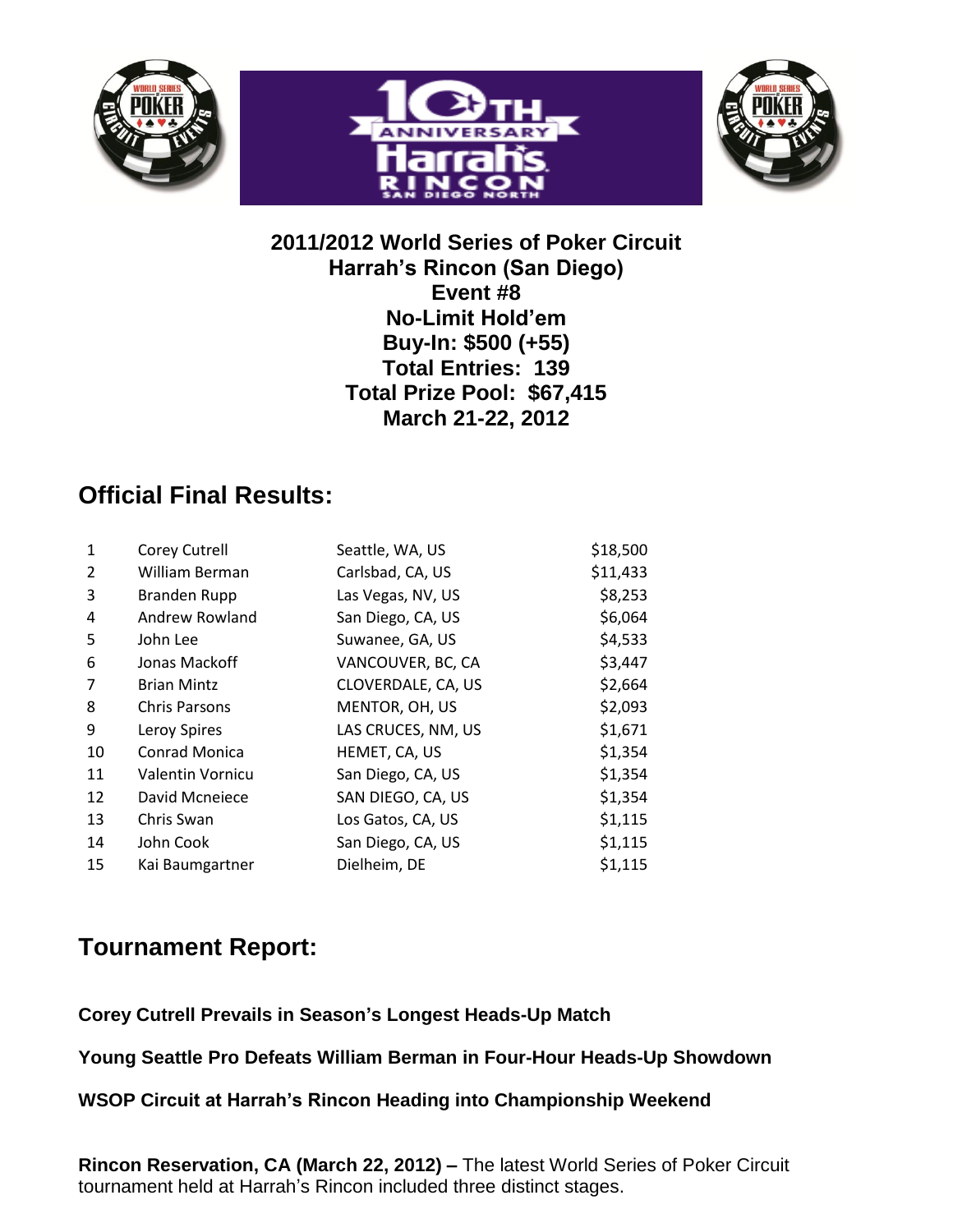**2011/2012 World Series of Poker Circuit**
**Harrah's Rincon (San Diego)**
**Event #8**
**No-Limit Hold'em**
**Buy-In: $500 (+55)**
**Total Entries: 139**
**Total Prize Pool: $67,415**
**March 21-22, 2012**

## Official Final Results:

| | | | |
|---|---|---|---|
| 1 | Corey Cutrell | Seattle, WA, US | $18,500 |
| 2 | William Berman | Carlsbad, CA, US | $11,433 |
| 3 | Branden Rupp | Las Vegas, NV, US | $8,253 |
| 4 | Andrew Rowland | San Diego, CA, US | $6,064 |
| 5 | John Lee | Suwanee, GA, US | $4,533 |
| 6 | Jonas Mackoff | VANCOUVER, BC, CA | $3,447 |
| 7 | Brian Mintz | CLOVERDALE, CA, US | $2,664 |
| 8 | Chris Parsons | MENTOR, OH, US | $2,093 |
| 9 | Leroy Spires | LAS CRUCES, NM, US | $1,671 |
| 10 | Conrad Monica | HEMET, CA, US | $1,354 |
| 11 | Valentin Vornicu | San Diego, CA, US | $1,354 |
| 12 | David Mcneiece | SAN DIEGO, CA, US | $1,354 |
| 13 | Chris Swan | Los Gatos, CA, US | $1,115 |
| 14 | John Cook | San Diego, CA, US | $1,115 |
| 15 | Kai Baumgartner | Dielheim, DE | $1,115 |

## Tournament Report:

**Corey Cutrell Prevails in Season's Longest Heads-Up Match**

**Young Seattle Pro Defeats William Berman in Four-Hour Heads-Up Showdown**

**WSOP Circuit at Harrah's Rincon Heading into Championship Weekend**

**Rincon Reservation, CA (March 22, 2012) –** The latest World Series of Poker Circuit tournament held at Harrah's Rincon included three distinct stages.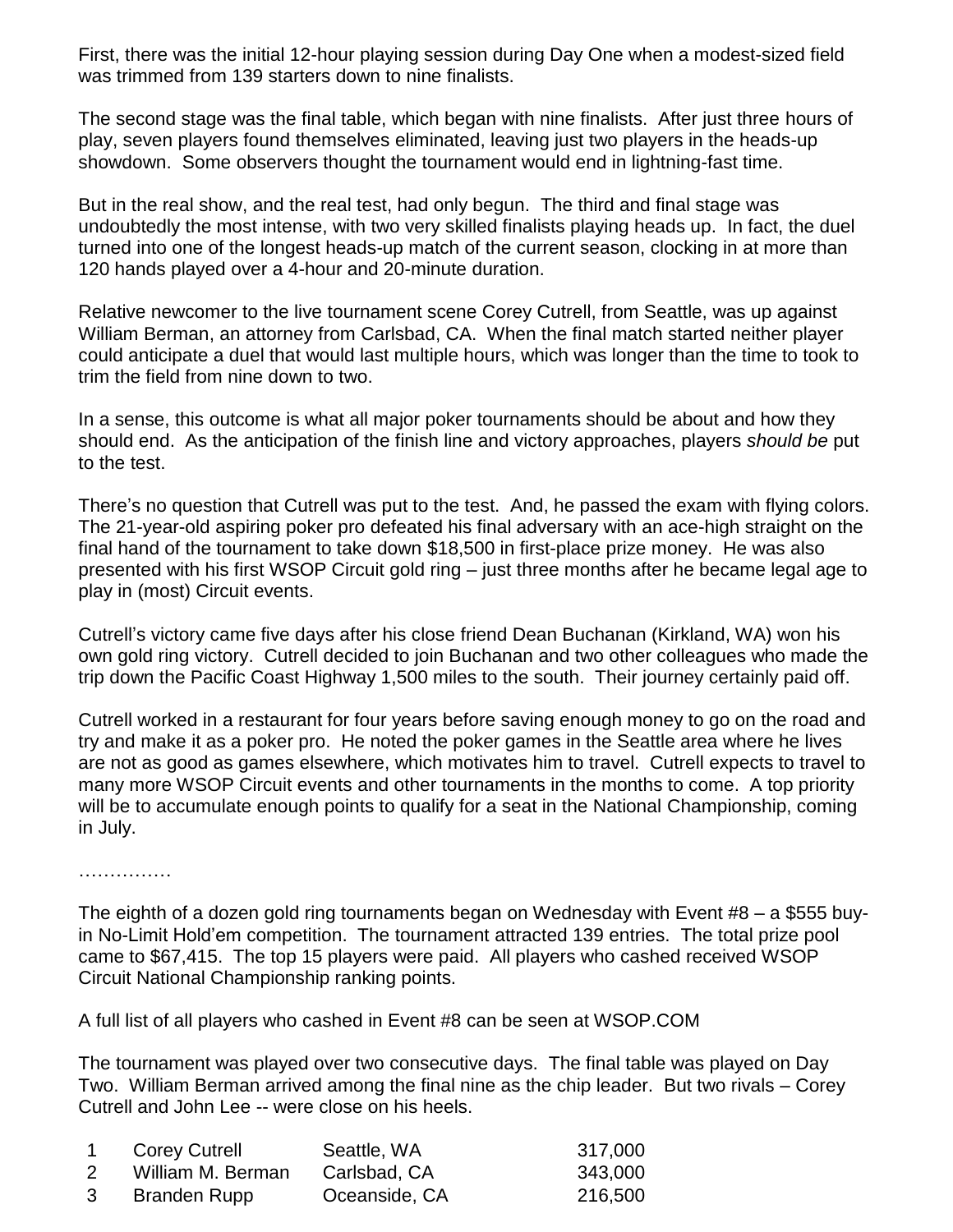First, there was the initial 12-hour playing session during Day One when a modest-sized field was trimmed from 139 starters down to nine finalists.

The second stage was the final table, which began with nine finalists. After just three hours of play, seven players found themselves eliminated, leaving just two players in the heads-up showdown. Some observers thought the tournament would end in lightning-fast time.

But in the real show, and the real test, had only begun. The third and final stage was undoubtedly the most intense, with two very skilled finalists playing heads up. In fact, the duel turned into one of the longest heads-up match of the current season, clocking in at more than 120 hands played over a 4-hour and 20-minute duration.

Relative newcomer to the live tournament scene Corey Cutrell, from Seattle, was up against William Berman, an attorney from Carlsbad, CA. When the final match started neither player could anticipate a duel that would last multiple hours, which was longer than the time to took to trim the field from nine down to two.

In a sense, this outcome is what all major poker tournaments should be about and how they should end. As the anticipation of the finish line and victory approaches, players *should be* put to the test.

There's no question that Cutrell was put to the test. And, he passed the exam with flying colors. The 21-year-old aspiring poker pro defeated his final adversary with an ace-high straight on the final hand of the tournament to take down $18,500 in first-place prize money. He was also presented with his first WSOP Circuit gold ring – just three months after he became legal age to play in (most) Circuit events.

Cutrell's victory came five days after his close friend Dean Buchanan (Kirkland, WA) won his own gold ring victory. Cutrell decided to join Buchanan and two other colleagues who made the trip down the Pacific Coast Highway 1,500 miles to the south. Their journey certainly paid off.

Cutrell worked in a restaurant for four years before saving enough money to go on the road and try and make it as a poker pro. He noted the poker games in the Seattle area where he lives are not as good as games elsewhere, which motivates him to travel. Cutrell expects to travel to many more WSOP Circuit events and other tournaments in the months to come. A top priority will be to accumulate enough points to qualify for a seat in the National Championship, coming in July.

……………

The eighth of a dozen gold ring tournaments began on Wednesday with Event #8 – a $555 buy-in No-Limit Hold'em competition. The tournament attracted 139 entries. The total prize pool came to $67,415. The top 15 players were paid. All players who cashed received WSOP Circuit National Championship ranking points.

A full list of all players who cashed in Event #8 can be seen at WSOP.COM

The tournament was played over two consecutive days. The final table was played on Day Two. William Berman arrived among the final nine as the chip leader. But two rivals – Corey Cutrell and John Lee -- were close on his heels.

| | | | |
|---|---|---|---|
| 1 | Corey Cutrell | Seattle, WA | 317,000 |
| 2 | William M. Berman | Carlsbad, CA | 343,000 |
| 3 | Branden Rupp | Oceanside, CA | 216,500 |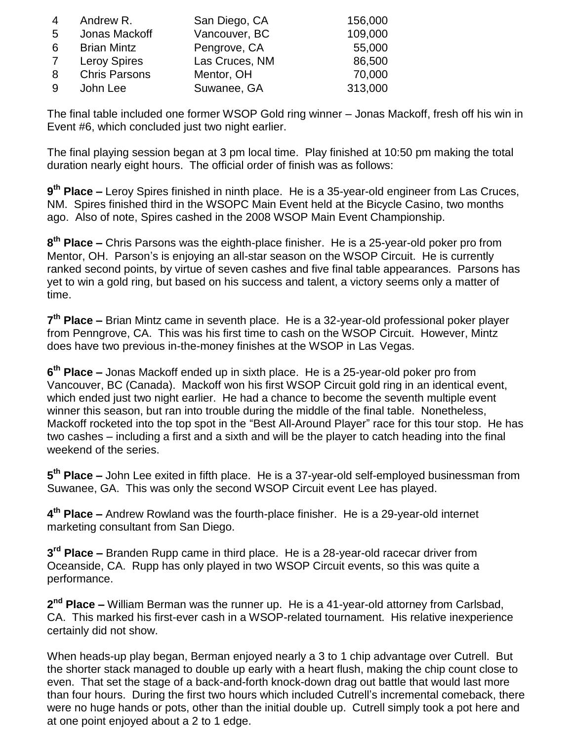| | | | |
|---|---|---|---|
| 4 | Andrew R. | San Diego, CA | 156,000 |
| 5 | Jonas Mackoff | Vancouver, BC | 109,000 |
| 6 | Brian Mintz | Pengrove, CA | 55,000 |
| 7 | Leroy Spires | Las Cruces, NM | 86,500 |
| 8 | Chris Parsons | Mentor, OH | 70,000 |
| 9 | John Lee | Suwanee, GA | 313,000 |

The final table included one former WSOP Gold ring winner – Jonas Mackoff, fresh off his win in Event #6, which concluded just two night earlier.

The final playing session began at 3 pm local time. Play finished at 10:50 pm making the total duration nearly eight hours. The official order of finish was as follows:

**9th Place –** Leroy Spires finished in ninth place. He is a 35-year-old engineer from Las Cruces, NM. Spires finished third in the WSOPC Main Event held at the Bicycle Casino, two months ago. Also of note, Spires cashed in the 2008 WSOP Main Event Championship.

**8th Place –** Chris Parsons was the eighth-place finisher. He is a 25-year-old poker pro from Mentor, OH. Parson's is enjoying an all-star season on the WSOP Circuit. He is currently ranked second points, by virtue of seven cashes and five final table appearances. Parsons has yet to win a gold ring, but based on his success and talent, a victory seems only a matter of time.

**7th Place –** Brian Mintz came in seventh place. He is a 32-year-old professional poker player from Penngrove, CA. This was his first time to cash on the WSOP Circuit. However, Mintz does have two previous in-the-money finishes at the WSOP in Las Vegas.

**6th Place –** Jonas Mackoff ended up in sixth place. He is a 25-year-old poker pro from Vancouver, BC (Canada). Mackoff won his first WSOP Circuit gold ring in an identical event, which ended just two night earlier. He had a chance to become the seventh multiple event winner this season, but ran into trouble during the middle of the final table. Nonetheless, Mackoff rocketed into the top spot in the "Best All-Around Player" race for this tour stop. He has two cashes – including a first and a sixth and will be the player to catch heading into the final weekend of the series.

**5th Place –** John Lee exited in fifth place. He is a 37-year-old self-employed businessman from Suwanee, GA. This was only the second WSOP Circuit event Lee has played.

**4th Place –** Andrew Rowland was the fourth-place finisher. He is a 29-year-old internet marketing consultant from San Diego.

**3rd Place –** Branden Rupp came in third place. He is a 28-year-old racecar driver from Oceanside, CA. Rupp has only played in two WSOP Circuit events, so this was quite a performance.

**2nd Place –** William Berman was the runner up. He is a 41-year-old attorney from Carlsbad, CA. This marked his first-ever cash in a WSOP-related tournament. His relative inexperience certainly did not show.

When heads-up play began, Berman enjoyed nearly a 3 to 1 chip advantage over Cutrell. But the shorter stack managed to double up early with a heart flush, making the chip count close to even. That set the stage of a back-and-forth knock-down drag out battle that would last more than four hours. During the first two hours which included Cutrell's incremental comeback, there were no huge hands or pots, other than the initial double up. Cutrell simply took a pot here and at one point enjoyed about a 2 to 1 edge.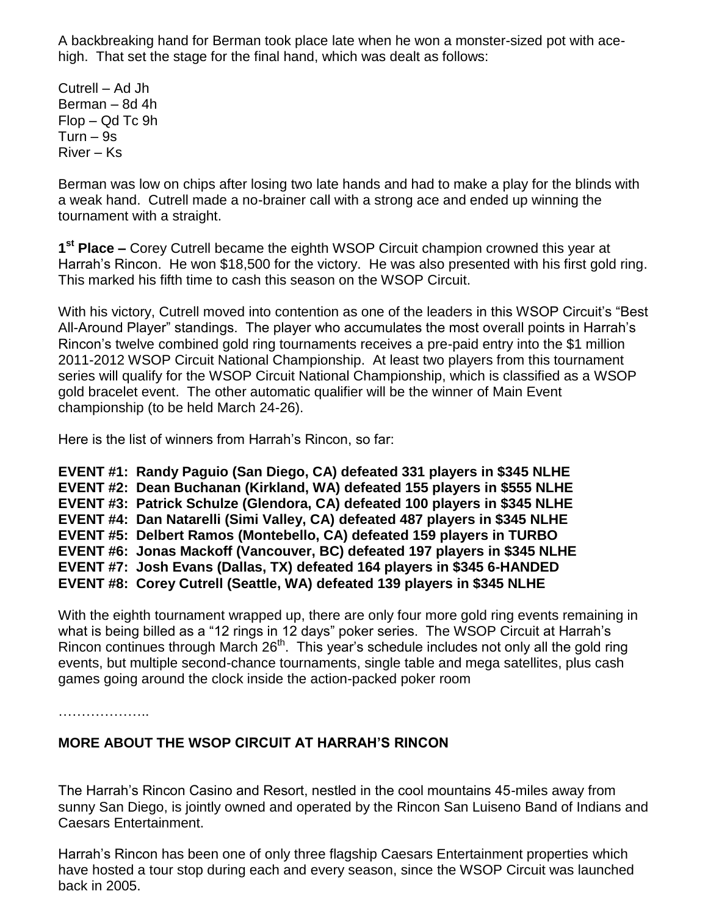A backbreaking hand for Berman took place late when he won a monster-sized pot with ace-high. That set the stage for the final hand, which was dealt as follows:

Cutrell – Ad Jh
Berman – 8d 4h
Flop – Qd Tc 9h
Turn – 9s
River – Ks

Berman was low on chips after losing two late hands and had to make a play for the blinds with a weak hand. Cutrell made a no-brainer call with a strong ace and ended up winning the tournament with a straight.

**1st Place –** Corey Cutrell became the eighth WSOP Circuit champion crowned this year at Harrah's Rincon. He won $18,500 for the victory. He was also presented with his first gold ring. This marked his fifth time to cash this season on the WSOP Circuit.

With his victory, Cutrell moved into contention as one of the leaders in this WSOP Circuit's "Best All-Around Player" standings. The player who accumulates the most overall points in Harrah's Rincon's twelve combined gold ring tournaments receives a pre-paid entry into the $1 million 2011-2012 WSOP Circuit National Championship. At least two players from this tournament series will qualify for the WSOP Circuit National Championship, which is classified as a WSOP gold bracelet event. The other automatic qualifier will be the winner of Main Event championship (to be held March 24-26).

Here is the list of winners from Harrah's Rincon, so far:

**EVENT #1: Randy Paguio (San Diego, CA) defeated 331 players in $345 NLHE**
**EVENT #2: Dean Buchanan (Kirkland, WA) defeated 155 players in $555 NLHE**
**EVENT #3: Patrick Schulze (Glendora, CA) defeated 100 players in $345 NLHE**
**EVENT #4: Dan Natarelli (Simi Valley, CA) defeated 487 players in $345 NLHE**
**EVENT #5: Delbert Ramos (Montebello, CA) defeated 159 players in TURBO**
**EVENT #6: Jonas Mackoff (Vancouver, BC) defeated 197 players in $345 NLHE**
**EVENT #7: Josh Evans (Dallas, TX) defeated 164 players in $345 6-HANDED**
**EVENT #8: Corey Cutrell (Seattle, WA) defeated 139 players in $345 NLHE**

With the eighth tournament wrapped up, there are only four more gold ring events remaining in what is being billed as a "12 rings in 12 days" poker series. The WSOP Circuit at Harrah's Rincon continues through March 26th. This year's schedule includes not only all the gold ring events, but multiple second-chance tournaments, single table and mega satellites, plus cash games going around the clock inside the action-packed poker room

………………..

**MORE ABOUT THE WSOP CIRCUIT AT HARRAH'S RINCON**

The Harrah's Rincon Casino and Resort, nestled in the cool mountains 45-miles away from sunny San Diego, is jointly owned and operated by the Rincon San Luiseno Band of Indians and Caesars Entertainment.

Harrah's Rincon has been one of only three flagship Caesars Entertainment properties which have hosted a tour stop during each and every season, since the WSOP Circuit was launched back in 2005.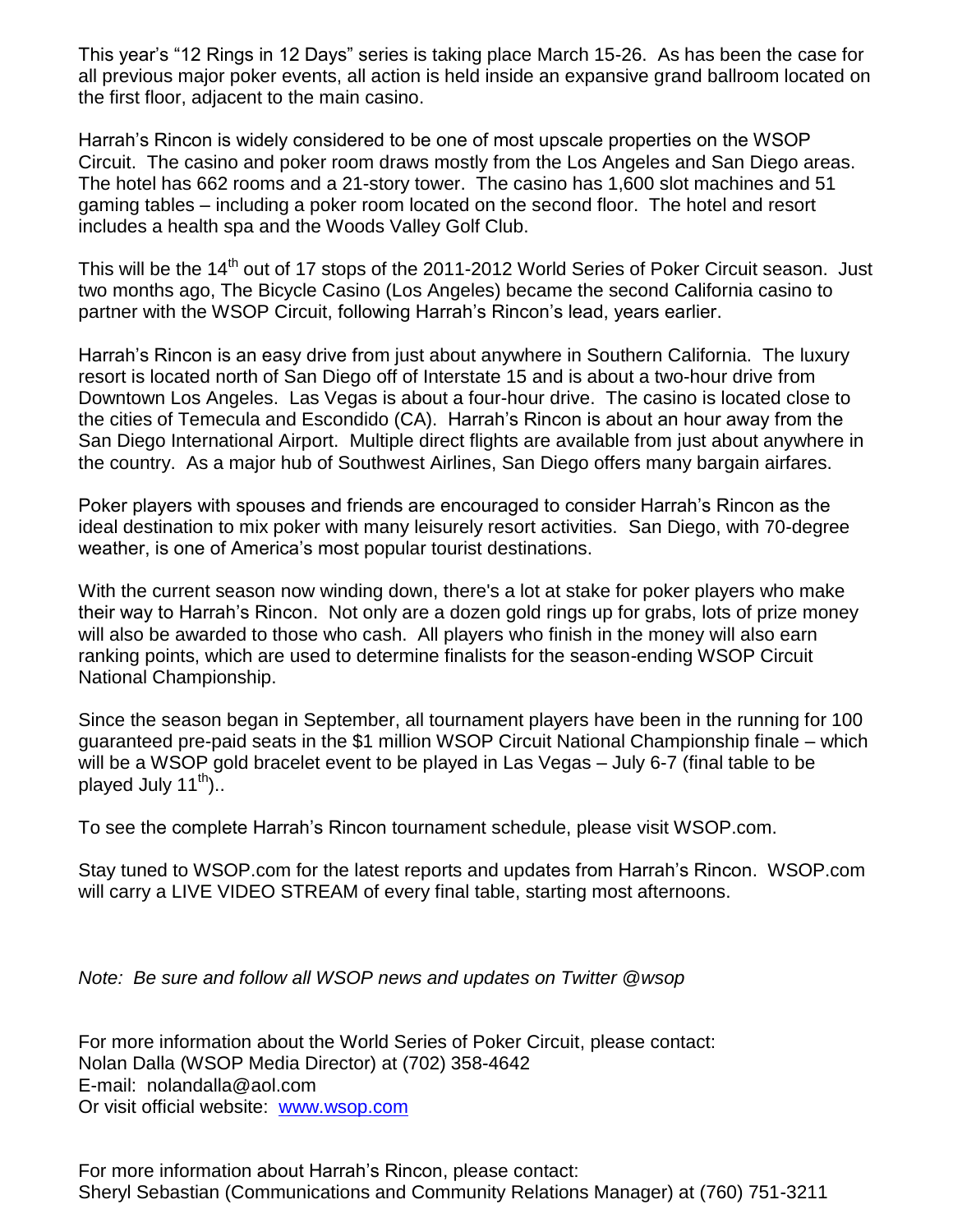This year's "12 Rings in 12 Days" series is taking place March 15-26. As has been the case for all previous major poker events, all action is held inside an expansive grand ballroom located on the first floor, adjacent to the main casino.

Harrah's Rincon is widely considered to be one of most upscale properties on the WSOP Circuit. The casino and poker room draws mostly from the Los Angeles and San Diego areas. The hotel has 662 rooms and a 21-story tower. The casino has 1,600 slot machines and 51 gaming tables – including a poker room located on the second floor. The hotel and resort includes a health spa and the Woods Valley Golf Club.

This will be the 14th out of 17 stops of the 2011-2012 World Series of Poker Circuit season. Just two months ago, The Bicycle Casino (Los Angeles) became the second California casino to partner with the WSOP Circuit, following Harrah's Rincon's lead, years earlier.

Harrah's Rincon is an easy drive from just about anywhere in Southern California. The luxury resort is located north of San Diego off of Interstate 15 and is about a two-hour drive from Downtown Los Angeles. Las Vegas is about a four-hour drive. The casino is located close to the cities of Temecula and Escondido (CA). Harrah's Rincon is about an hour away from the San Diego International Airport. Multiple direct flights are available from just about anywhere in the country. As a major hub of Southwest Airlines, San Diego offers many bargain airfares.

Poker players with spouses and friends are encouraged to consider Harrah's Rincon as the ideal destination to mix poker with many leisurely resort activities. San Diego, with 70-degree weather, is one of America's most popular tourist destinations.

With the current season now winding down, there's a lot at stake for poker players who make their way to Harrah's Rincon. Not only are a dozen gold rings up for grabs, lots of prize money will also be awarded to those who cash. All players who finish in the money will also earn ranking points, which are used to determine finalists for the season-ending WSOP Circuit National Championship.

Since the season began in September, all tournament players have been in the running for 100 guaranteed pre-paid seats in the $1 million WSOP Circuit National Championship finale – which will be a WSOP gold bracelet event to be played in Las Vegas – July 6-7 (final table to be played July 11th)..

To see the complete Harrah's Rincon tournament schedule, please visit WSOP.com.

Stay tuned to WSOP.com for the latest reports and updates from Harrah's Rincon. WSOP.com will carry a LIVE VIDEO STREAM of every final table, starting most afternoons.

*Note: Be sure and follow all WSOP news and updates on Twitter @wsop*

For more information about the World Series of Poker Circuit, please contact:
Nolan Dalla (WSOP Media Director) at (702) 358-4642
E-mail: nolandalla@aol.com
Or visit official website: [www.wsop.com](http://www.wsop.com)

For more information about Harrah's Rincon, please contact:
Sheryl Sebastian (Communications and Community Relations Manager) at (760) 751-3211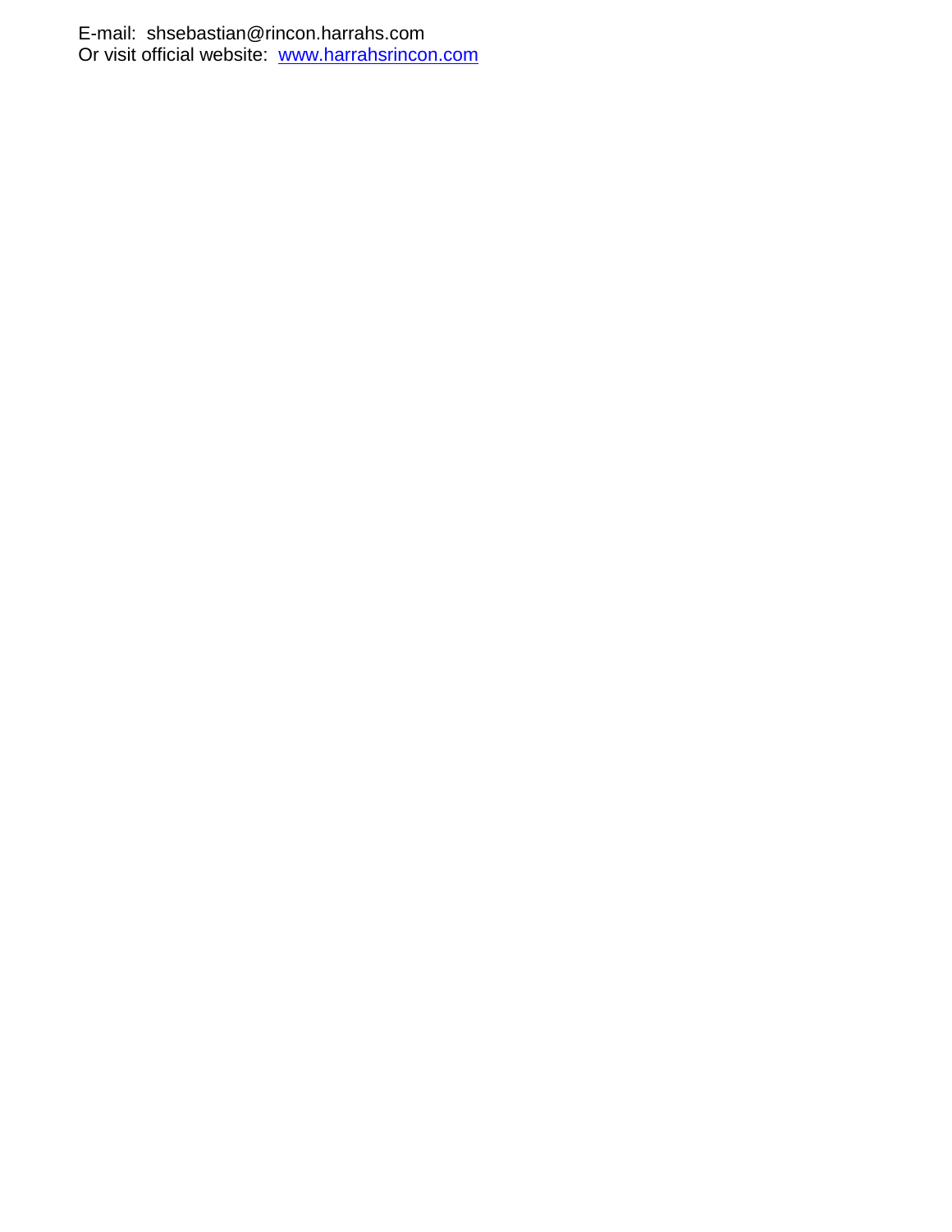E-mail: shsebastian@rincon.harrahs.com
Or visit official website: [www.harrahsrincon.com](http://www.harrahsrincon.com)